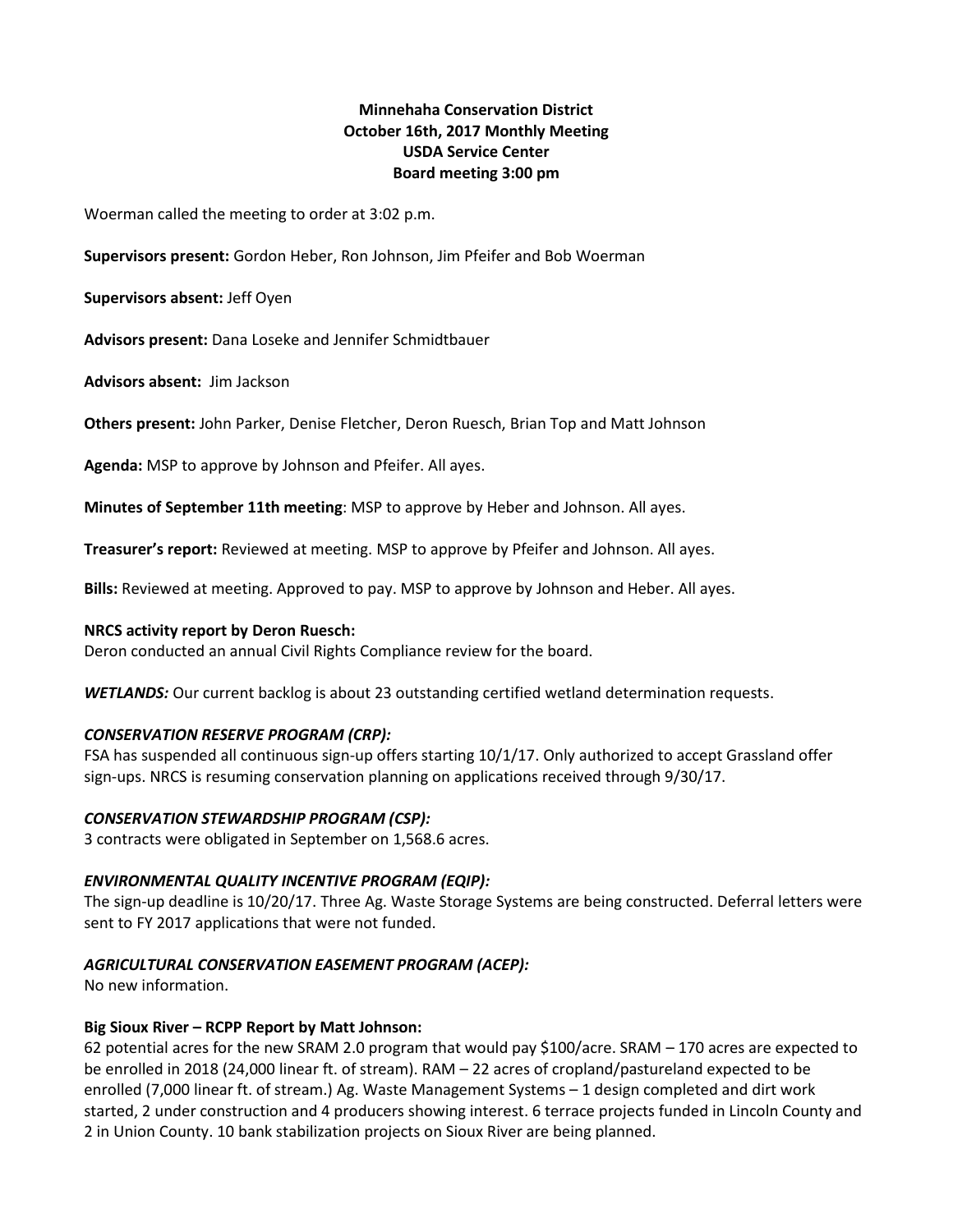**Minnehaha Conservation District**
**October 16th, 2017 Monthly Meeting**
**USDA Service Center**
**Board meeting 3:00 pm**

Woerman called the meeting to order at 3:02 p.m.

**Supervisors present:** Gordon Heber, Ron Johnson, Jim Pfeifer and Bob Woerman

**Supervisors absent:** Jeff Oyen

**Advisors present:** Dana Loseke and Jennifer Schmidtbauer

**Advisors absent:** Jim Jackson

**Others present:** John Parker, Denise Fletcher, Deron Ruesch, Brian Top and Matt Johnson

**Agenda:** MSP to approve by Johnson and Pfeifer. All ayes.

**Minutes of September 11th meeting**: MSP to approve by Heber and Johnson. All ayes.

**Treasurer's report:** Reviewed at meeting. MSP to approve by Pfeifer and Johnson. All ayes.

**Bills:** Reviewed at meeting. Approved to pay. MSP to approve by Johnson and Heber. All ayes.

**NRCS activity report by Deron Ruesch:**
Deron conducted an annual Civil Rights Compliance review for the board.

***WETLANDS:*** Our current backlog is about 23 outstanding certified wetland determination requests.

***CONSERVATION RESERVE PROGRAM (CRP):***
FSA has suspended all continuous sign-up offers starting 10/1/17. Only authorized to accept Grassland offer sign-ups. NRCS is resuming conservation planning on applications received through 9/30/17.

***CONSERVATION STEWARDSHIP PROGRAM (CSP):***
3 contracts were obligated in September on 1,568.6 acres.

***ENVIRONMENTAL QUALITY INCENTIVE PROGRAM (EQIP):***
The sign-up deadline is 10/20/17. Three Ag. Waste Storage Systems are being constructed. Deferral letters were sent to FY 2017 applications that were not funded.

***AGRICULTURAL CONSERVATION EASEMENT PROGRAM (ACEP):***
No new information.

**Big Sioux River – RCPP Report by Matt Johnson:**
62 potential acres for the new SRAM 2.0 program that would pay $100/acre. SRAM – 170 acres are expected to be enrolled in 2018 (24,000 linear ft. of stream). RAM – 22 acres of cropland/pastureland expected to be enrolled (7,000 linear ft. of stream.) Ag. Waste Management Systems – 1 design completed and dirt work started, 2 under construction and 4 producers showing interest. 6 terrace projects funded in Lincoln County and 2 in Union County. 10 bank stabilization projects on Sioux River are being planned.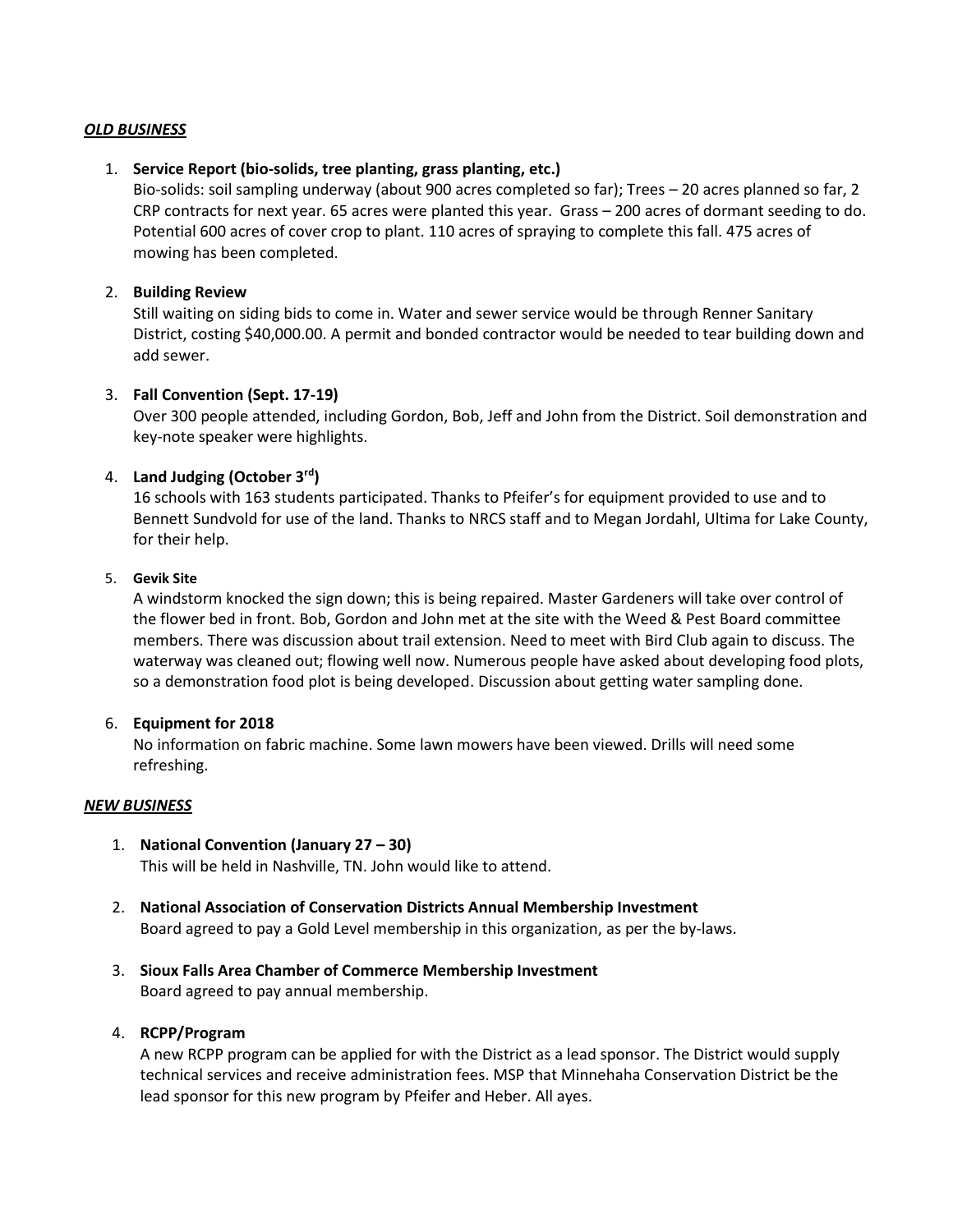***OLD BUSINESS***

1. **Service Report (bio-solids, tree planting, grass planting, etc.)**
   Bio-solids: soil sampling underway (about 900 acres completed so far); Trees – 20 acres planned so far, 2 CRP contracts for next year. 65 acres were planted this year. Grass – 200 acres of dormant seeding to do. Potential 600 acres of cover crop to plant. 110 acres of spraying to complete this fall. 475 acres of mowing has been completed.

2. **Building Review**
   Still waiting on siding bids to come in. Water and sewer service would be through Renner Sanitary District, costing $40,000.00. A permit and bonded contractor would be needed to tear building down and add sewer.

3. **Fall Convention (Sept. 17-19)**
   Over 300 people attended, including Gordon, Bob, Jeff and John from the District. Soil demonstration and key-note speaker were highlights.

4. **Land Judging (October 3rd)**
   16 schools with 163 students participated. Thanks to Pfeifer's for equipment provided to use and to Bennett Sundvold for use of the land. Thanks to NRCS staff and to Megan Jordahl, Ultima for Lake County, for their help.

5. **Gevik Site**
   A windstorm knocked the sign down; this is being repaired. Master Gardeners will take over control of the flower bed in front. Bob, Gordon and John met at the site with the Weed & Pest Board committee members. There was discussion about trail extension. Need to meet with Bird Club again to discuss. The waterway was cleaned out; flowing well now. Numerous people have asked about developing food plots, so a demonstration food plot is being developed. Discussion about getting water sampling done.

6. **Equipment for 2018**
   No information on fabric machine. Some lawn mowers have been viewed. Drills will need some refreshing.

***NEW BUSINESS***

1. **National Convention (January 27 – 30)**
   This will be held in Nashville, TN. John would like to attend.

2. **National Association of Conservation Districts Annual Membership Investment**
   Board agreed to pay a Gold Level membership in this organization, as per the by-laws.

3. **Sioux Falls Area Chamber of Commerce Membership Investment**
   Board agreed to pay annual membership.

4. **RCPP/Program**
   A new RCPP program can be applied for with the District as a lead sponsor. The District would supply technical services and receive administration fees. MSP that Minnehaha Conservation District be the lead sponsor for this new program by Pfeifer and Heber. All ayes.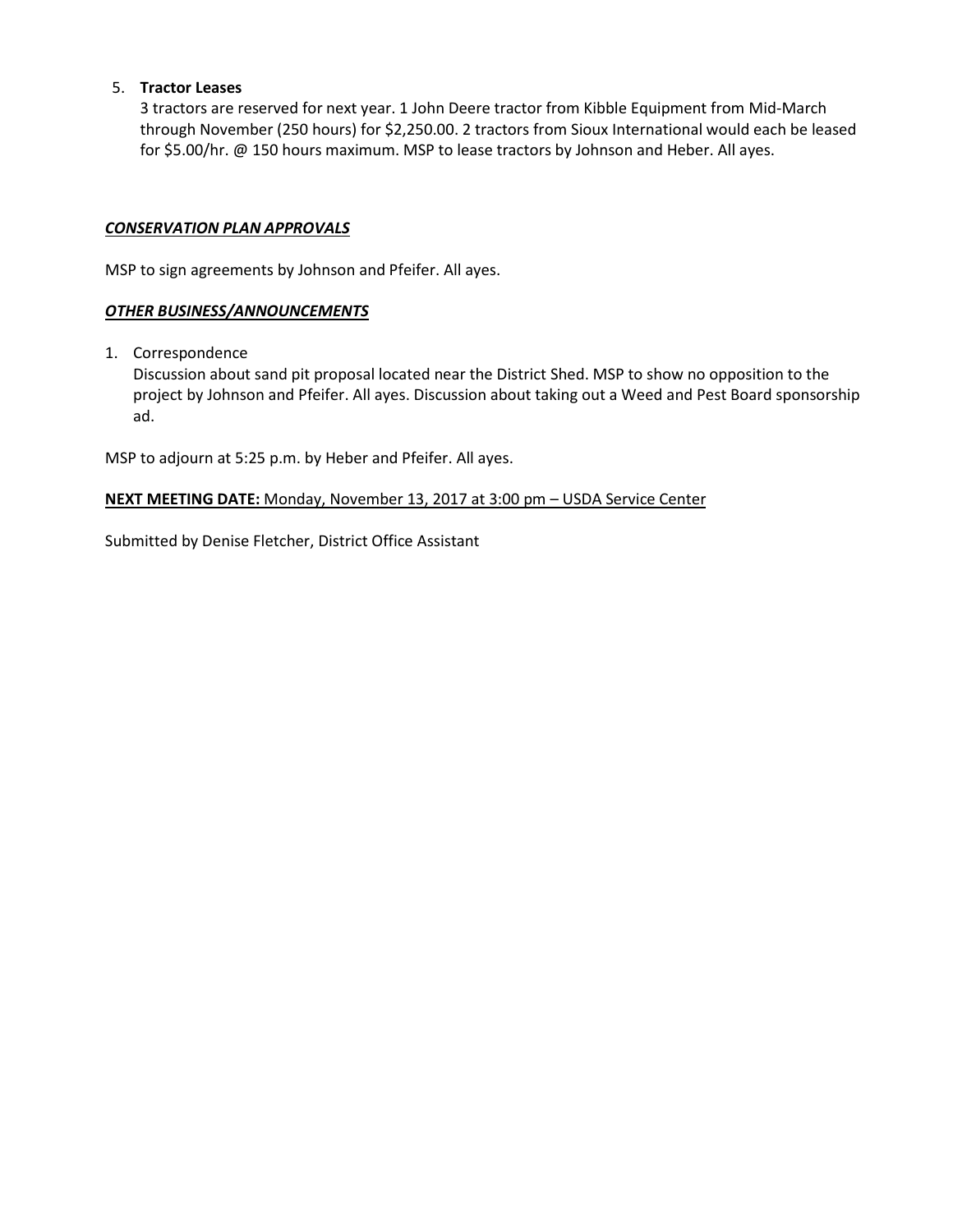5. **Tractor Leases**
   3 tractors are reserved for next year. 1 John Deere tractor from Kibble Equipment from Mid-March through November (250 hours) for $2,250.00. 2 tractors from Sioux International would each be leased for $5.00/hr. @ 150 hours maximum. MSP to lease tractors by Johnson and Heber. All ayes.

***<u>CONSERVATION PLAN APPROVALS</u>***

MSP to sign agreements by Johnson and Pfeifer. All ayes.

***<u>OTHER BUSINESS/ANNOUNCEMENTS</u>***

1. Correspondence
   Discussion about sand pit proposal located near the District Shed. MSP to show no opposition to the project by Johnson and Pfeifer. All ayes. Discussion about taking out a Weed and Pest Board sponsorship ad.

MSP to adjourn at 5:25 p.m. by Heber and Pfeifer. All ayes.

<u>**NEXT MEETING DATE:** Monday, November 13, 2017 at 3:00 pm – USDA Service Center</u>

Submitted by Denise Fletcher, District Office Assistant